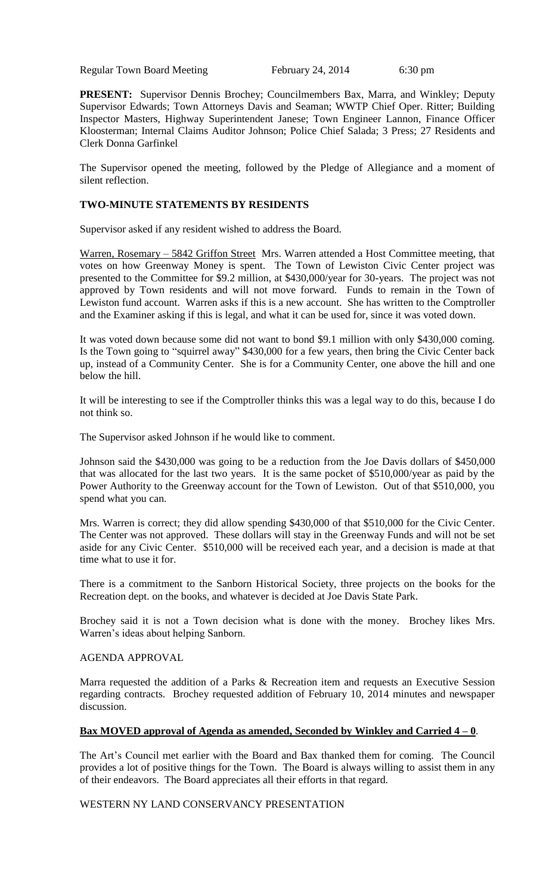Regular Town Board Meeting February 24, 2014 6:30 pm

**PRESENT:** Supervisor Dennis Brochey; Councilmembers Bax, Marra, and Winkley; Deputy Supervisor Edwards; Town Attorneys Davis and Seaman; WWTP Chief Oper. Ritter; Building Inspector Masters, Highway Superintendent Janese; Town Engineer Lannon, Finance Officer Kloosterman; Internal Claims Auditor Johnson; Police Chief Salada; 3 Press; 27 Residents and Clerk Donna Garfinkel

The Supervisor opened the meeting, followed by the Pledge of Allegiance and a moment of silent reflection.

## TWO-MINUTE STATEMENTS BY RESIDENTS

Supervisor asked if any resident wished to address the Board.

Warren, Rosemary – 5842 Griffon Street Mrs. Warren attended a Host Committee meeting, that votes on how Greenway Money is spent. The Town of Lewiston Civic Center project was presented to the Committee for $9.2 million, at $430,000/year for 30-years. The project was not approved by Town residents and will not move forward. Funds to remain in the Town of Lewiston fund account. Warren asks if this is a new account. She has written to the Comptroller and the Examiner asking if this is legal, and what it can be used for, since it was voted down.

It was voted down because some did not want to bond $9.1 million with only $430,000 coming. Is the Town going to "squirrel away" $430,000 for a few years, then bring the Civic Center back up, instead of a Community Center. She is for a Community Center, one above the hill and one below the hill.

It will be interesting to see if the Comptroller thinks this was a legal way to do this, because I do not think so.

The Supervisor asked Johnson if he would like to comment.

Johnson said the $430,000 was going to be a reduction from the Joe Davis dollars of $450,000 that was allocated for the last two years. It is the same pocket of $510,000/year as paid by the Power Authority to the Greenway account for the Town of Lewiston. Out of that $510,000, you spend what you can.

Mrs. Warren is correct; they did allow spending $430,000 of that $510,000 for the Civic Center. The Center was not approved. These dollars will stay in the Greenway Funds and will not be set aside for any Civic Center. $510,000 will be received each year, and a decision is made at that time what to use it for.

There is a commitment to the Sanborn Historical Society, three projects on the books for the Recreation dept. on the books, and whatever is decided at Joe Davis State Park.

Brochey said it is not a Town decision what is done with the money. Brochey likes Mrs. Warren's ideas about helping Sanborn.

AGENDA APPROVAL

Marra requested the addition of a Parks & Recreation item and requests an Executive Session regarding contracts. Brochey requested addition of February 10, 2014 minutes and newspaper discussion.

**Bax MOVED approval of Agenda as amended, Seconded by Winkley and Carried 4 – 0.**

The Art's Council met earlier with the Board and Bax thanked them for coming. The Council provides a lot of positive things for the Town. The Board is always willing to assist them in any of their endeavors. The Board appreciates all their efforts in that regard.

WESTERN NY LAND CONSERVANCY PRESENTATION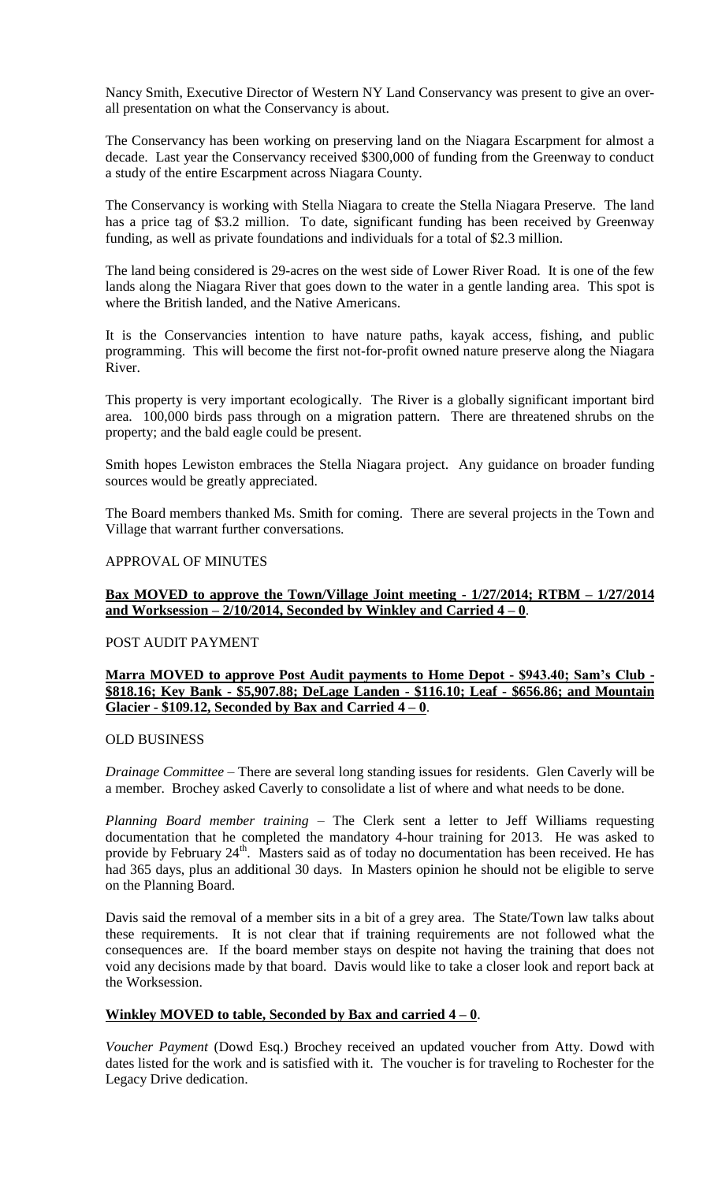Nancy Smith, Executive Director of Western NY Land Conservancy was present to give an over-all presentation on what the Conservancy is about.

The Conservancy has been working on preserving land on the Niagara Escarpment for almost a decade. Last year the Conservancy received $300,000 of funding from the Greenway to conduct a study of the entire Escarpment across Niagara County.

The Conservancy is working with Stella Niagara to create the Stella Niagara Preserve. The land has a price tag of $3.2 million. To date, significant funding has been received by Greenway funding, as well as private foundations and individuals for a total of $2.3 million.

The land being considered is 29-acres on the west side of Lower River Road. It is one of the few lands along the Niagara River that goes down to the water in a gentle landing area. This spot is where the British landed, and the Native Americans.

It is the Conservancies intention to have nature paths, kayak access, fishing, and public programming. This will become the first not-for-profit owned nature preserve along the Niagara River.

This property is very important ecologically. The River is a globally significant important bird area. 100,000 birds pass through on a migration pattern. There are threatened shrubs on the property; and the bald eagle could be present.

Smith hopes Lewiston embraces the Stella Niagara project. Any guidance on broader funding sources would be greatly appreciated.

The Board members thanked Ms. Smith for coming. There are several projects in the Town and Village that warrant further conversations.

APPROVAL OF MINUTES

**Bax MOVED to approve the Town/Village Joint meeting - 1/27/2014; RTBM – 1/27/2014 and Worksession – 2/10/2014, Seconded by Winkley and Carried 4 – 0.**

POST AUDIT PAYMENT

**Marra MOVED to approve Post Audit payments to Home Depot - $943.40; Sam's Club - $818.16; Key Bank - $5,907.88; DeLage Landen - $116.10; Leaf - $656.86; and Mountain Glacier - $109.12, Seconded by Bax and Carried 4 – 0.**

OLD BUSINESS

*Drainage Committee* – There are several long standing issues for residents. Glen Caverly will be a member. Brochey asked Caverly to consolidate a list of where and what needs to be done.

*Planning Board member training* – The Clerk sent a letter to Jeff Williams requesting documentation that he completed the mandatory 4-hour training for 2013. He was asked to provide by February 24th. Masters said as of today no documentation has been received. He has had 365 days, plus an additional 30 days. In Masters opinion he should not be eligible to serve on the Planning Board.

Davis said the removal of a member sits in a bit of a grey area. The State/Town law talks about these requirements. It is not clear that if training requirements are not followed what the consequences are. If the board member stays on despite not having the training that does not void any decisions made by that board. Davis would like to take a closer look and report back at the Worksession.

**Winkley MOVED to table, Seconded by Bax and carried 4 – 0.**

*Voucher Payment* (Dowd Esq.) Brochey received an updated voucher from Atty. Dowd with dates listed for the work and is satisfied with it. The voucher is for traveling to Rochester for the Legacy Drive dedication.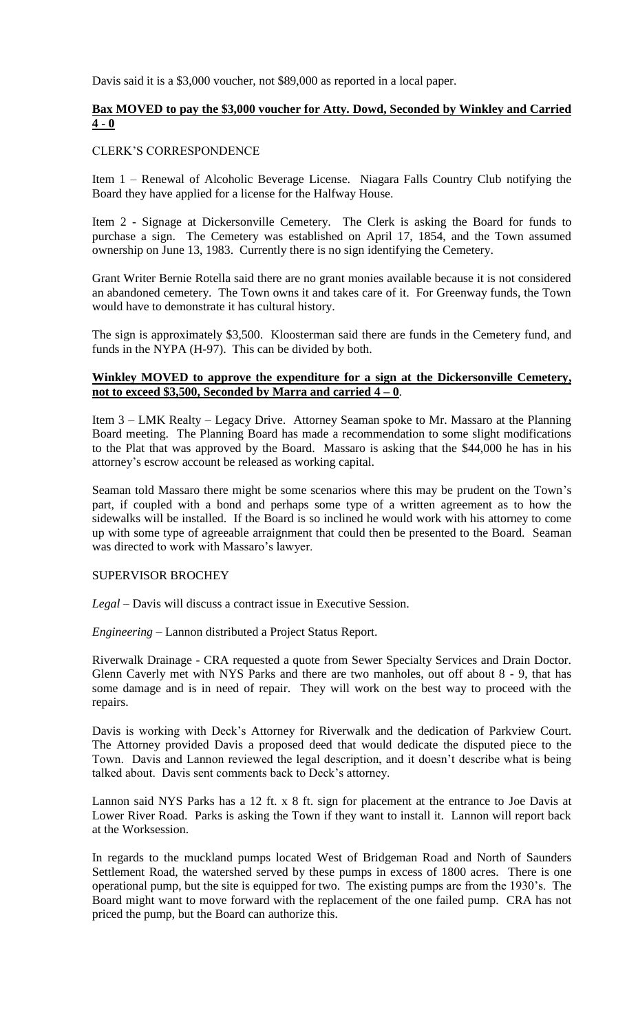Davis said it is a $3,000 voucher, not $89,000 as reported in a local paper.

**Bax MOVED to pay the $3,000 voucher for Atty. Dowd, Seconded by Winkley and Carried 4 - 0**

CLERK'S CORRESPONDENCE

Item 1 – Renewal of Alcoholic Beverage License. Niagara Falls Country Club notifying the Board they have applied for a license for the Halfway House.

Item 2 - Signage at Dickersonville Cemetery. The Clerk is asking the Board for funds to purchase a sign. The Cemetery was established on April 17, 1854, and the Town assumed ownership on June 13, 1983. Currently there is no sign identifying the Cemetery.

Grant Writer Bernie Rotella said there are no grant monies available because it is not considered an abandoned cemetery. The Town owns it and takes care of it. For Greenway funds, the Town would have to demonstrate it has cultural history.

The sign is approximately $3,500. Kloosterman said there are funds in the Cemetery fund, and funds in the NYPA (H-97). This can be divided by both.

**Winkley MOVED to approve the expenditure for a sign at the Dickersonville Cemetery, not to exceed $3,500, Seconded by Marra and carried 4 – 0**.

Item 3 – LMK Realty – Legacy Drive. Attorney Seaman spoke to Mr. Massaro at the Planning Board meeting. The Planning Board has made a recommendation to some slight modifications to the Plat that was approved by the Board. Massaro is asking that the $44,000 he has in his attorney's escrow account be released as working capital.

Seaman told Massaro there might be some scenarios where this may be prudent on the Town's part, if coupled with a bond and perhaps some type of a written agreement as to how the sidewalks will be installed. If the Board is so inclined he would work with his attorney to come up with some type of agreeable arraignment that could then be presented to the Board. Seaman was directed to work with Massaro's lawyer.

SUPERVISOR BROCHEY

*Legal* – Davis will discuss a contract issue in Executive Session.

*Engineering* – Lannon distributed a Project Status Report.

Riverwalk Drainage - CRA requested a quote from Sewer Specialty Services and Drain Doctor. Glenn Caverly met with NYS Parks and there are two manholes, out off about 8 - 9, that has some damage and is in need of repair. They will work on the best way to proceed with the repairs.

Davis is working with Deck's Attorney for Riverwalk and the dedication of Parkview Court. The Attorney provided Davis a proposed deed that would dedicate the disputed piece to the Town. Davis and Lannon reviewed the legal description, and it doesn't describe what is being talked about. Davis sent comments back to Deck's attorney.

Lannon said NYS Parks has a 12 ft. x 8 ft. sign for placement at the entrance to Joe Davis at Lower River Road. Parks is asking the Town if they want to install it. Lannon will report back at the Worksession.

In regards to the muckland pumps located West of Bridgeman Road and North of Saunders Settlement Road, the watershed served by these pumps in excess of 1800 acres. There is one operational pump, but the site is equipped for two. The existing pumps are from the 1930's. The Board might want to move forward with the replacement of the one failed pump. CRA has not priced the pump, but the Board can authorize this.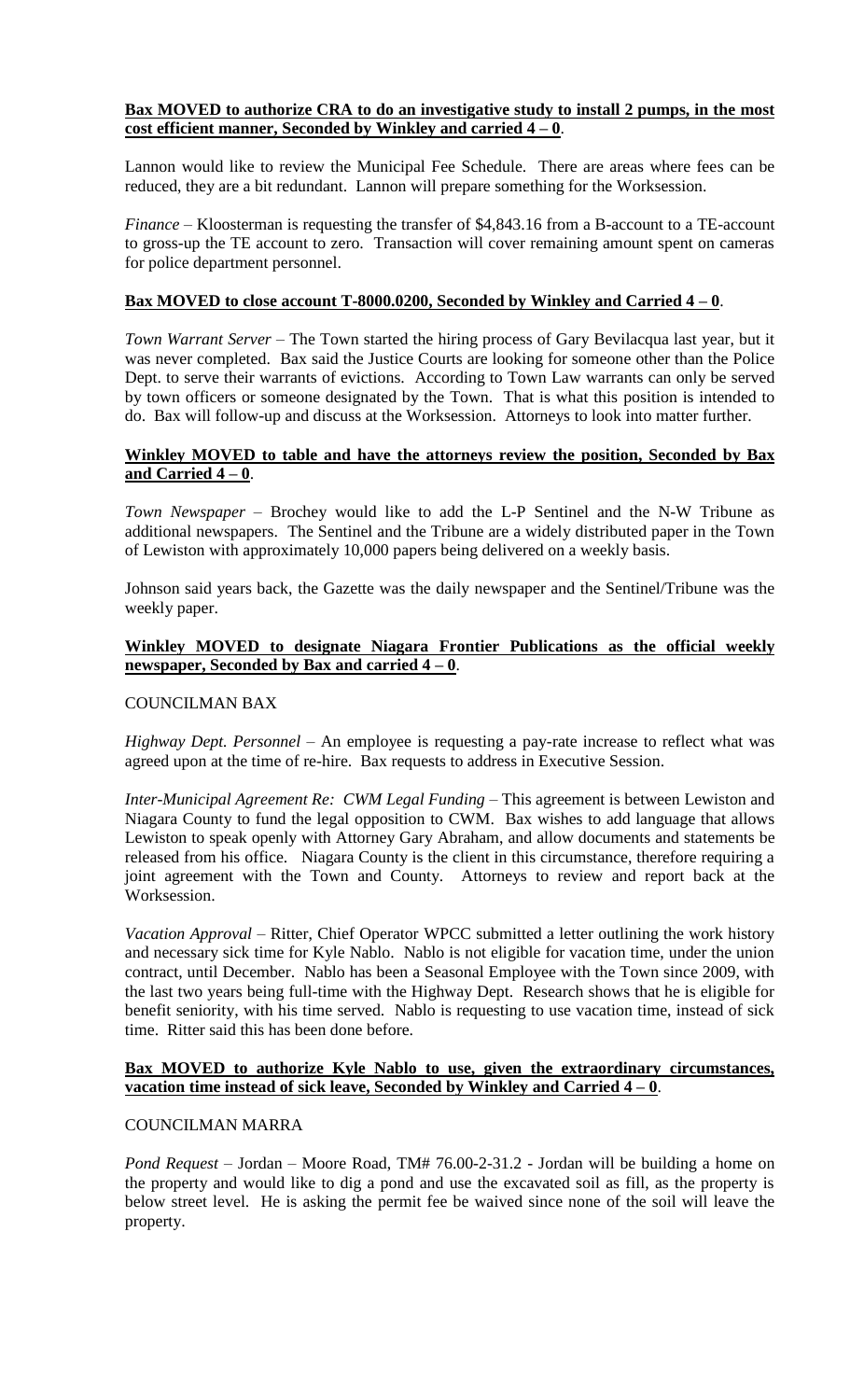**Bax MOVED to authorize CRA to do an investigative study to install 2 pumps, in the most cost efficient manner, Seconded by Winkley and carried 4 – 0**.

Lannon would like to review the Municipal Fee Schedule. There are areas where fees can be reduced, they are a bit redundant. Lannon will prepare something for the Worksession.

*Finance* – Kloosterman is requesting the transfer of $4,843.16 from a B-account to a TE-account to gross-up the TE account to zero. Transaction will cover remaining amount spent on cameras for police department personnel.

**Bax MOVED to close account T-8000.0200, Seconded by Winkley and Carried 4 – 0**.

*Town Warrant Server* – The Town started the hiring process of Gary Bevilacqua last year, but it was never completed. Bax said the Justice Courts are looking for someone other than the Police Dept. to serve their warrants of evictions. According to Town Law warrants can only be served by town officers or someone designated by the Town. That is what this position is intended to do. Bax will follow-up and discuss at the Worksession. Attorneys to look into matter further.

**Winkley MOVED to table and have the attorneys review the position, Seconded by Bax and Carried 4 – 0**.

*Town Newspaper* – Brochey would like to add the L-P Sentinel and the N-W Tribune as additional newspapers. The Sentinel and the Tribune are a widely distributed paper in the Town of Lewiston with approximately 10,000 papers being delivered on a weekly basis.

Johnson said years back, the Gazette was the daily newspaper and the Sentinel/Tribune was the weekly paper.

**Winkley MOVED to designate Niagara Frontier Publications as the official weekly newspaper, Seconded by Bax and carried 4 – 0**.

COUNCILMAN BAX

*Highway Dept. Personnel* – An employee is requesting a pay-rate increase to reflect what was agreed upon at the time of re-hire. Bax requests to address in Executive Session.

*Inter-Municipal Agreement Re: CWM Legal Funding* – This agreement is between Lewiston and Niagara County to fund the legal opposition to CWM. Bax wishes to add language that allows Lewiston to speak openly with Attorney Gary Abraham, and allow documents and statements be released from his office. Niagara County is the client in this circumstance, therefore requiring a joint agreement with the Town and County. Attorneys to review and report back at the Worksession.

*Vacation Approval* – Ritter, Chief Operator WPCC submitted a letter outlining the work history and necessary sick time for Kyle Nablo. Nablo is not eligible for vacation time, under the union contract, until December. Nablo has been a Seasonal Employee with the Town since 2009, with the last two years being full-time with the Highway Dept. Research shows that he is eligible for benefit seniority, with his time served. Nablo is requesting to use vacation time, instead of sick time. Ritter said this has been done before.

**Bax MOVED to authorize Kyle Nablo to use, given the extraordinary circumstances, vacation time instead of sick leave, Seconded by Winkley and Carried 4 – 0**.

COUNCILMAN MARRA

*Pond Request* – Jordan – Moore Road, TM# 76.00-2-31.2 - Jordan will be building a home on the property and would like to dig a pond and use the excavated soil as fill, as the property is below street level. He is asking the permit fee be waived since none of the soil will leave the property.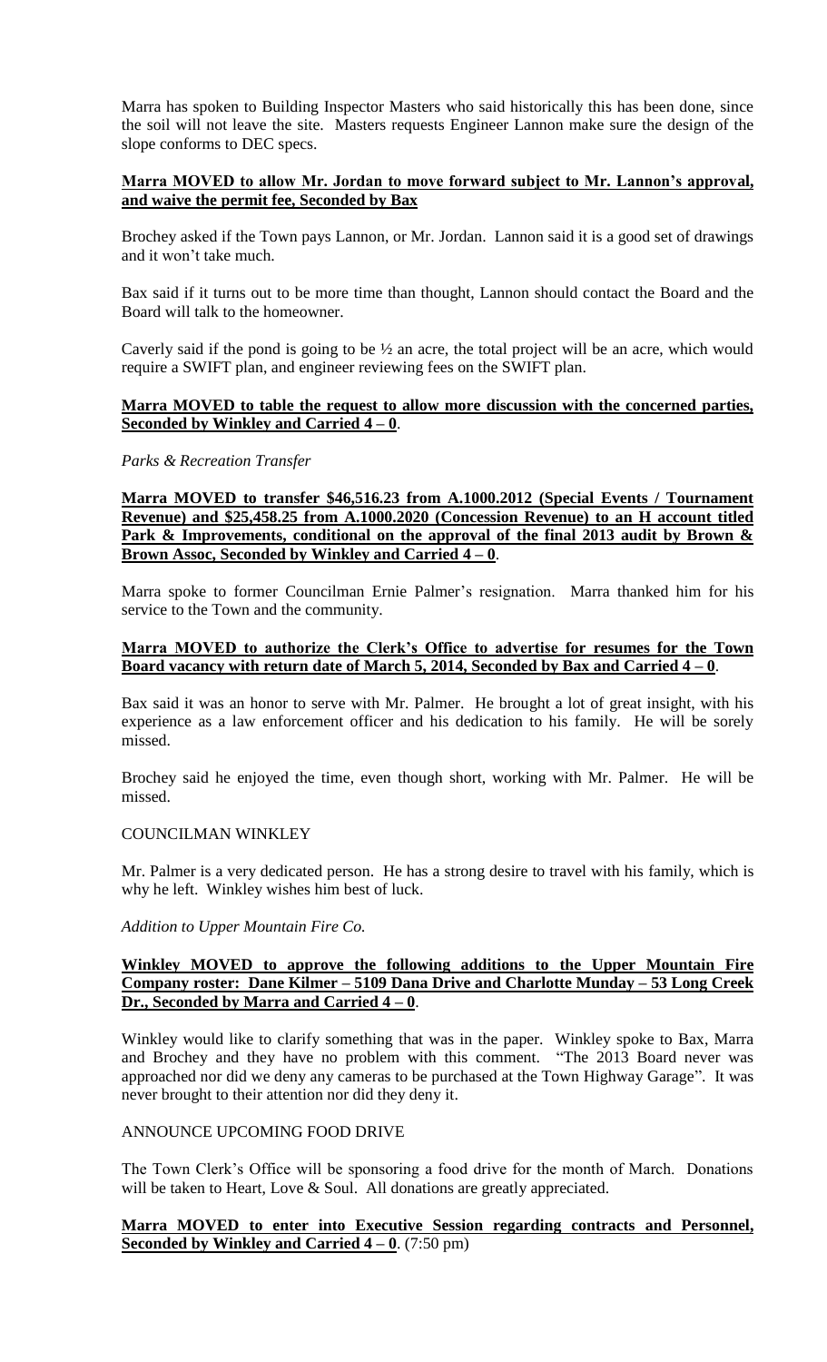Marra has spoken to Building Inspector Masters who said historically this has been done, since the soil will not leave the site. Masters requests Engineer Lannon make sure the design of the slope conforms to DEC specs.

**Marra MOVED to allow Mr. Jordan to move forward subject to Mr. Lannon's approval, and waive the permit fee, Seconded by Bax**

Brochey asked if the Town pays Lannon, or Mr. Jordan. Lannon said it is a good set of drawings and it won't take much.

Bax said if it turns out to be more time than thought, Lannon should contact the Board and the Board will talk to the homeowner.

Caverly said if the pond is going to be ½ an acre, the total project will be an acre, which would require a SWIFT plan, and engineer reviewing fees on the SWIFT plan.

**Marra MOVED to table the request to allow more discussion with the concerned parties, Seconded by Winkley and Carried 4 – 0**.

*Parks & Recreation Transfer*

**Marra MOVED to transfer $46,516.23 from A.1000.2012 (Special Events / Tournament Revenue) and $25,458.25 from A.1000.2020 (Concession Revenue) to an H account titled Park & Improvements, conditional on the approval of the final 2013 audit by Brown & Brown Assoc, Seconded by Winkley and Carried 4 – 0**.

Marra spoke to former Councilman Ernie Palmer's resignation. Marra thanked him for his service to the Town and the community.

**Marra MOVED to authorize the Clerk's Office to advertise for resumes for the Town Board vacancy with return date of March 5, 2014, Seconded by Bax and Carried 4 – 0**.

Bax said it was an honor to serve with Mr. Palmer. He brought a lot of great insight, with his experience as a law enforcement officer and his dedication to his family. He will be sorely missed.

Brochey said he enjoyed the time, even though short, working with Mr. Palmer. He will be missed.

COUNCILMAN WINKLEY

Mr. Palmer is a very dedicated person. He has a strong desire to travel with his family, which is why he left. Winkley wishes him best of luck.

*Addition to Upper Mountain Fire Co.*

**Winkley MOVED to approve the following additions to the Upper Mountain Fire Company roster: Dane Kilmer – 5109 Dana Drive and Charlotte Munday – 53 Long Creek Dr., Seconded by Marra and Carried 4 – 0**.

Winkley would like to clarify something that was in the paper. Winkley spoke to Bax, Marra and Brochey and they have no problem with this comment. "The 2013 Board never was approached nor did we deny any cameras to be purchased at the Town Highway Garage". It was never brought to their attention nor did they deny it.

ANNOUNCE UPCOMING FOOD DRIVE

The Town Clerk's Office will be sponsoring a food drive for the month of March. Donations will be taken to Heart, Love & Soul. All donations are greatly appreciated.

**Marra MOVED to enter into Executive Session regarding contracts and Personnel, Seconded by Winkley and Carried 4 – 0**. (7:50 pm)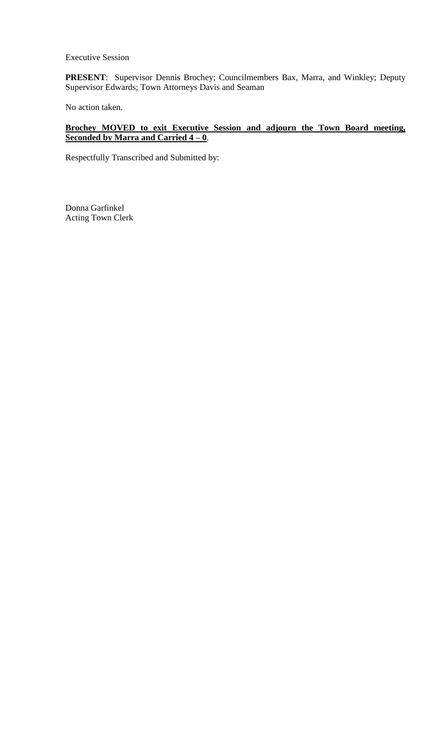Executive Session

**PRESENT**: Supervisor Dennis Brochey; Councilmembers Bax, Marra, and Winkley; Deputy Supervisor Edwards; Town Attorneys Davis and Seaman

No action taken.

**Brochey MOVED to exit Executive Session and adjourn the Town Board meeting, Seconded by Marra and Carried 4 – 0**.

Respectfully Transcribed and Submitted by:

Donna Garfinkel
Acting Town Clerk